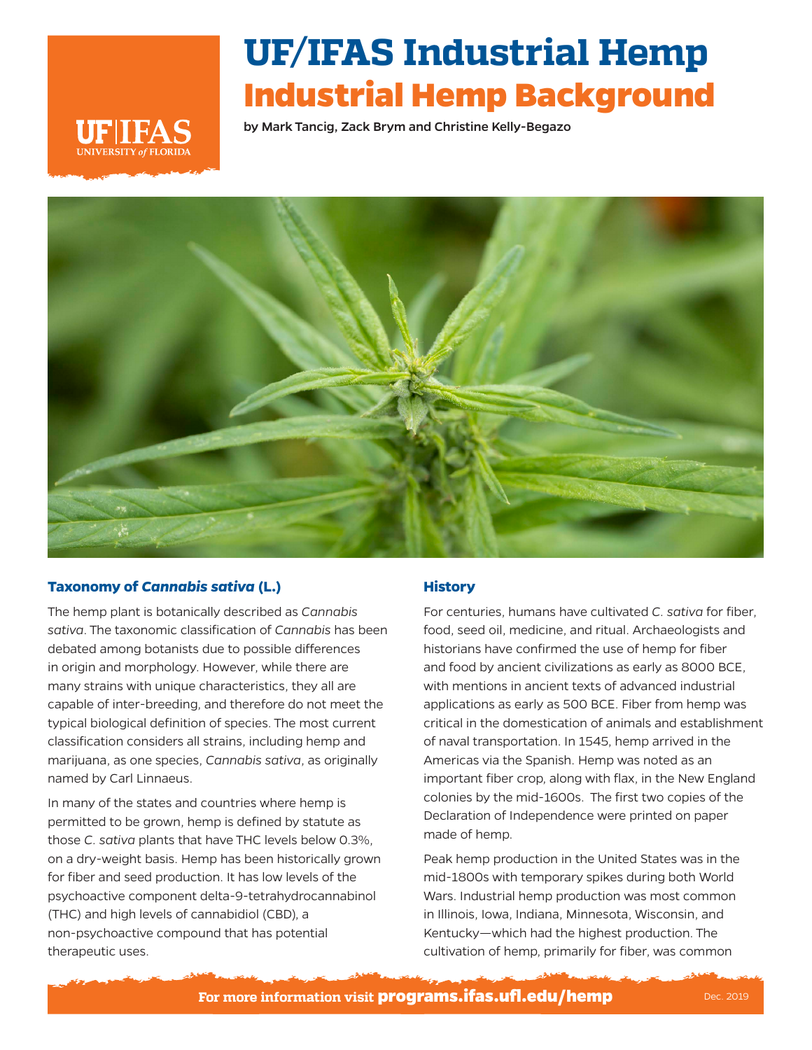# UF/IFAS Industrial Hemp

# Industrial Hemp Background

by Mark Tancig, Zack Brym and Christine Kelly-Begazo

## Taxonomy of *Cannabis sativa* (L.)

The hemp plant is botanically described as *Cannabis sativa*. The taxonomic classification of *Cannabis* has been debated among botanists due to possible differences in origin and morphology. However, while there are many strains with unique characteristics, they all are capable of inter-breeding, and therefore do not meet the typical biological definition of species. The most current classification considers all strains, including hemp and marijuana, as one species, *Cannabis sativa*, as originally named by Carl Linnaeus.

In many of the states and countries where hemp is permitted to be grown, hemp is defined by statute as those *C. sativa* plants that have THC levels below 0.3%, on a dry-weight basis. Hemp has been historically grown for fiber and seed production. It has low levels of the psychoactive component delta-9-tetrahydrocannabinol (THC) and high levels of cannabidiol (CBD), a non-psychoactive compound that has potential therapeutic uses.

## History

For centuries, humans have cultivated *C. sativa* for fiber, food, seed oil, medicine, and ritual. Archaeologists and historians have confirmed the use of hemp for fiber and food by ancient civilizations as early as 8000 BCE, with mentions in ancient texts of advanced industrial applications as early as 500 BCE. Fiber from hemp was critical in the domestication of animals and establishment of naval transportation. In 1545, hemp arrived in the Americas via the Spanish. Hemp was noted as an important fiber crop, along with flax, in the New England colonies by the mid-1600s. The first two copies of the Declaration of Independence were printed on paper made of hemp.

Peak hemp production in the United States was in the mid-1800s with temporary spikes during both World Wars. Industrial hemp production was most common in Illinois, Iowa, Indiana, Minnesota, Wisconsin, and Kentucky—which had the highest production. The cultivation of hemp, primarily for fiber, was common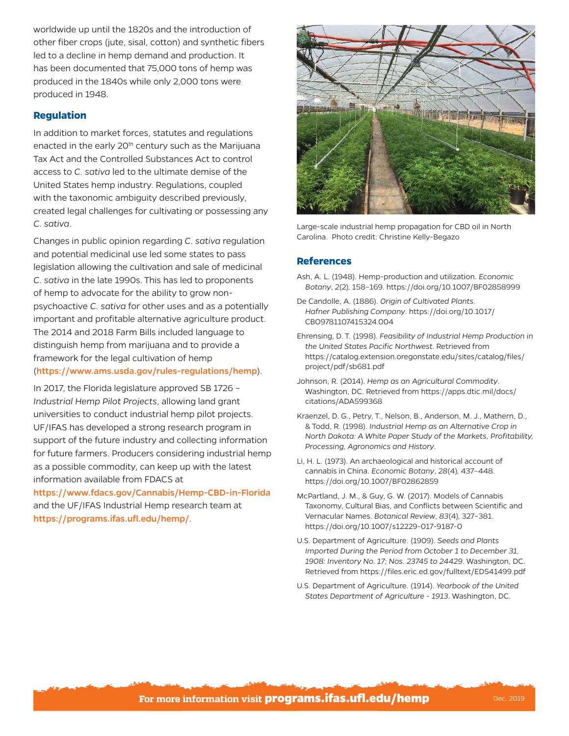worldwide up until the 1820s and the introduction of other fiber crops (jute, sisal, cotton) and synthetic fibers led to a decline in hemp demand and production. It has been documented that 75,000 tons of hemp was produced in the 1840s while only 2,000 tons were produced in 1948.

## Regulation

In addition to market forces, statutes and regulations enacted in the early 20th century such as the Marijuana Tax Act and the Controlled Substances Act to control access to *C. sativa* led to the ultimate demise of the United States hemp industry. Regulations, coupled with the taxonomic ambiguity described previously, created legal challenges for cultivating or possessing any *C. sativa*.

Changes in public opinion regarding *C. sativa* regulation and potential medicinal use led some states to pass legislation allowing the cultivation and sale of medicinal *C. sativa* in the late 1990s. This has led to proponents of hemp to advocate for the ability to grow non-psychoactive *C. sativa* for other uses and as a potentially important and profitable alternative agriculture product. The 2014 and 2018 Farm Bills included language to distinguish hemp from marijuana and to provide a framework for the legal cultivation of hemp (**https://www.ams.usda.gov/rules-regulations/hemp**).

In 2017, the Florida legislature approved SB 1726 – *Industrial Hemp Pilot Projects*, allowing land grant universities to conduct industrial hemp pilot projects. UF/IFAS has developed a strong research program in support of the future industry and collecting information for future farmers. Producers considering industrial hemp as a possible commodity, can keep up with the latest information available from FDACS at **https://www.fdacs.gov/Cannabis/Hemp-CBD-in-Florida** and the UF/IFAS Industrial Hemp research team at **https://programs.ifas.ufl.edu/hemp/**.

Large-scale industrial hemp propagation for CBD oil in North Carolina. Photo credit: Christine Kelly-Begazo

## References

Ash, A. L. (1948). Hemp-production and utilization. *Economic Botany*, *2*(2), 158–169. https://doi.org/10.1007/BF02858999

De Candolle, A. (1886). *Origin of Cultivated Plants. Hafner Publishing Company*. https://doi.org/10.1017/CBO9781107415324.004

Ehrensing, D. T. (1998). *Feasibility of Industrial Hemp Production in the United States Pacific Northwest*. Retrieved from https://catalog.extension.oregonstate.edu/sites/catalog/files/project/pdf/sb681.pdf

Johnson, R. (2014). *Hemp as an Agricultural Commodity*. Washington, DC. Retrieved from https://apps.dtic.mil/docs/citations/ADA599368

Kraenzel, D. G., Petry, T., Nelson, B., Anderson, M. J., Mathern, D., & Todd, R. (1998). *Industrial Hemp as an Alternative Crop in North Dakota: A White Paper Study of the Markets, Profitability, Processing, Agronomics and History*.

Li, H. L. (1973). An archaeological and historical account of cannabis in China. *Economic Botany*, *28*(4), 437–448. https://doi.org/10.1007/BF02862859

McPartland, J. M., & Guy, G. W. (2017). Models of Cannabis Taxonomy, Cultural Bias, and Conflicts between Scientific and Vernacular Names. *Botanical Review*, *83*(4), 327–381. https://doi.org/10.1007/s12229-017-9187-0

U.S. Department of Agriculture. (1909). *Seeds and Plants Imported During the Period from October 1 to December 31, 1908: Inventory No. 17; Nos. 23745 to 24429*. Washington, DC. Retrieved from https://files.eric.ed.gov/fulltext/ED541499.pdf

U.S. Department of Agriculture. (1914). *Yearbook of the United States Department of Agriculture - 1913*. Washington, DC.

For more information visit **programs.ifas.ufl.edu/hemp**

Dec. 2019